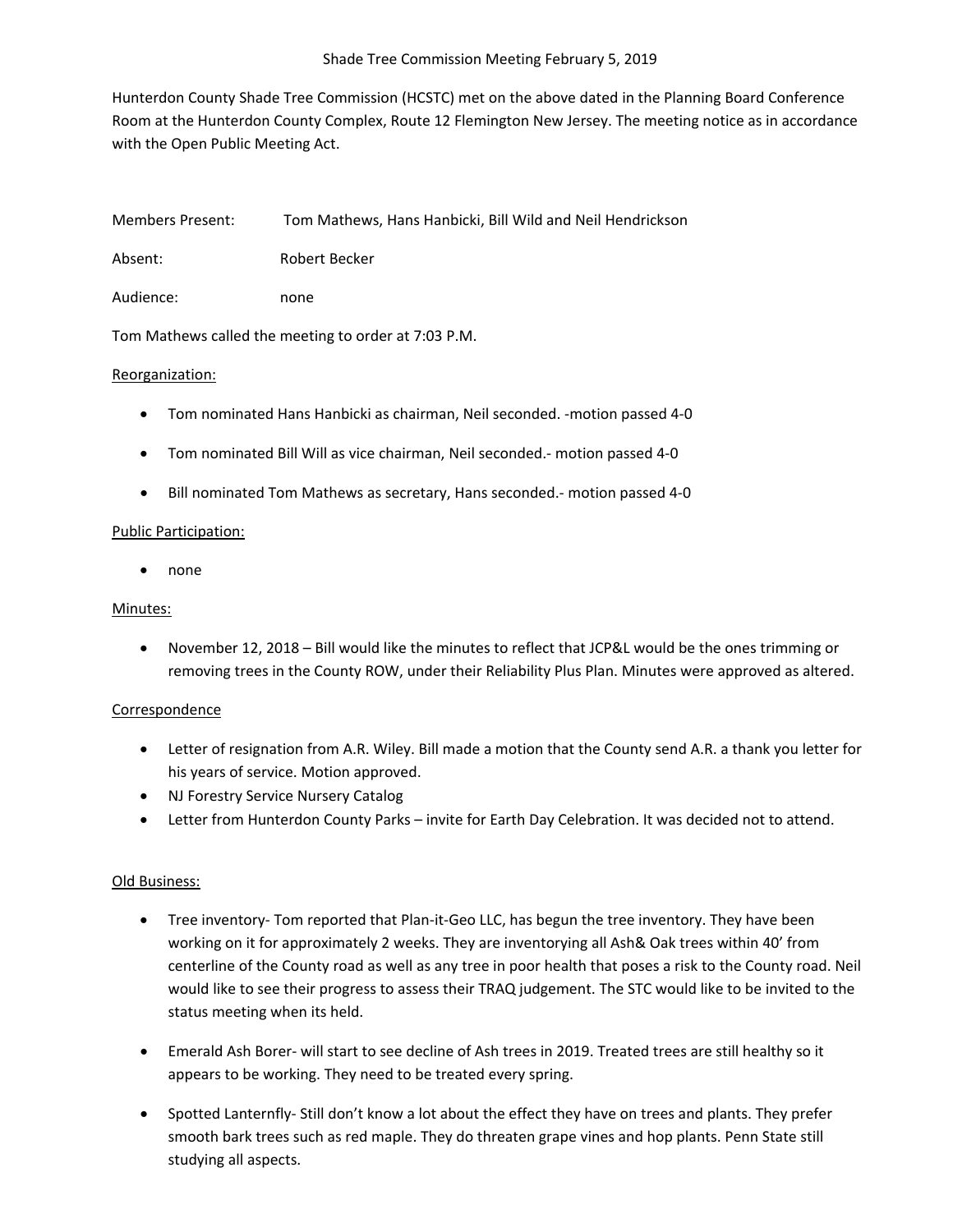# Shade Tree Commission Meeting February 5, 2019

Hunterdon County Shade Tree Commission (HCSTC) met on the above dated in the Planning Board Conference Room at the Hunterdon County Complex, Route 12 Flemington New Jersey. The meeting notice as in accordance with the Open Public Meeting Act.

Members Present: Tom Mathews, Hans Hanbicki, Bill Wild and Neil Hendrickson

Absent: Robert Becker

Audience: none

Tom Mathews called the meeting to order at 7:03 P.M.

## Reorganization:

- Tom nominated Hans Hanbicki as chairman, Neil seconded. -motion passed 4-0
- Tom nominated Bill Will as vice chairman, Neil seconded.- motion passed 4-0
- Bill nominated Tom Mathews as secretary, Hans seconded.- motion passed 4-0

## Public Participation:

- none

## Minutes:

- November 12, 2018 – Bill would like the minutes to reflect that JCP&L would be the ones trimming or removing trees in the County ROW, under their Reliability Plus Plan. Minutes were approved as altered.

## Correspondence

- Letter of resignation from A.R. Wiley. Bill made a motion that the County send A.R. a thank you letter for his years of service. Motion approved.
- NJ Forestry Service Nursery Catalog
- Letter from Hunterdon County Parks – invite for Earth Day Celebration. It was decided not to attend.

## Old Business:

- Tree inventory- Tom reported that Plan-it-Geo LLC, has begun the tree inventory. They have been working on it for approximately 2 weeks. They are inventorying all Ash& Oak trees within 40' from centerline of the County road as well as any tree in poor health that poses a risk to the County road. Neil would like to see their progress to assess their TRAQ judgement. The STC would like to be invited to the status meeting when its held.
- Emerald Ash Borer- will start to see decline of Ash trees in 2019. Treated trees are still healthy so it appears to be working. They need to be treated every spring.
- Spotted Lanternfly- Still don't know a lot about the effect they have on trees and plants. They prefer smooth bark trees such as red maple. They do threaten grape vines and hop plants. Penn State still studying all aspects.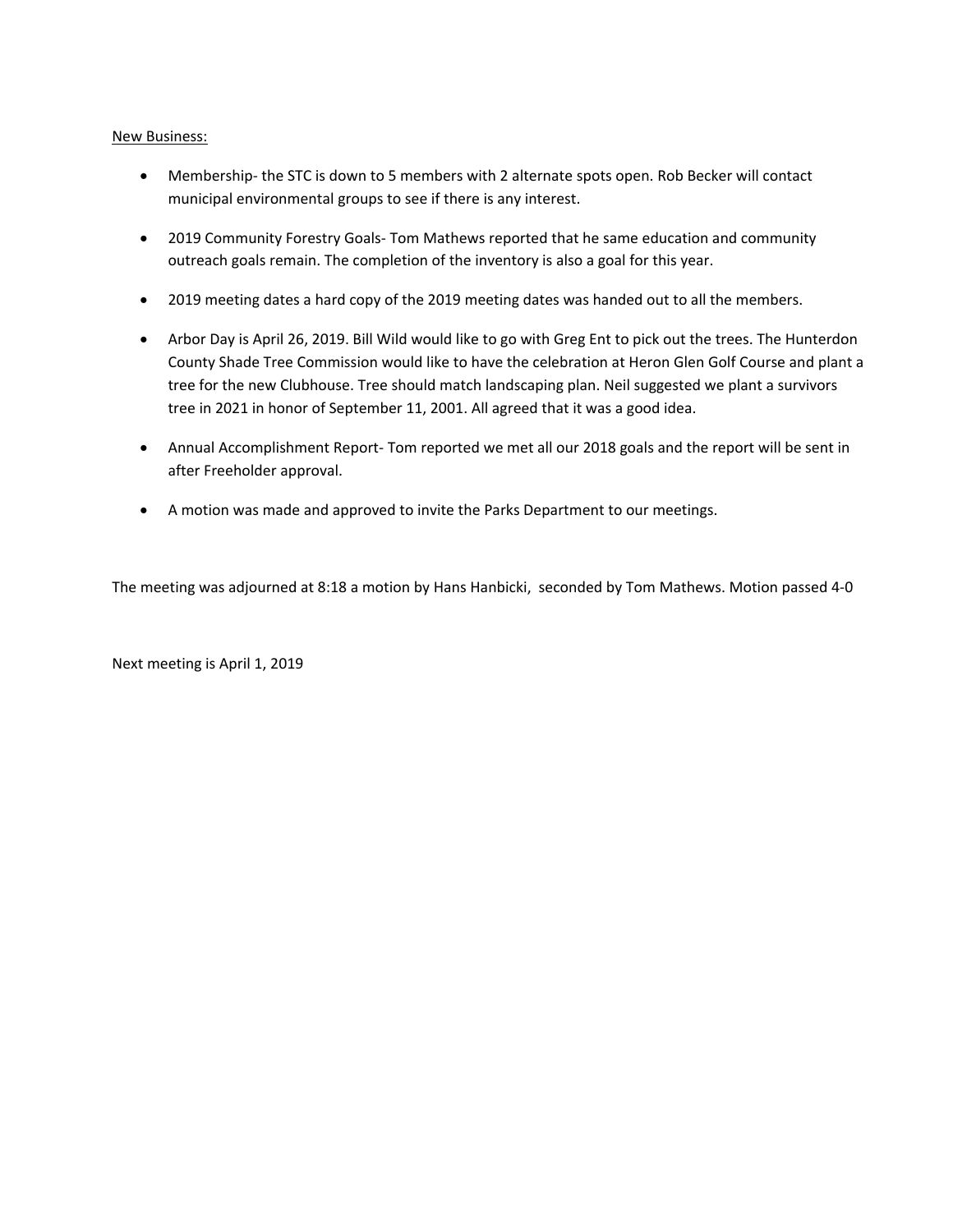New Business:

- Membership- the STC is down to 5 members with 2 alternate spots open. Rob Becker will contact municipal environmental groups to see if there is any interest.
- 2019 Community Forestry Goals- Tom Mathews reported that he same education and community outreach goals remain. The completion of the inventory is also a goal for this year.
- 2019 meeting dates a hard copy of the 2019 meeting dates was handed out to all the members.
- Arbor Day is April 26, 2019. Bill Wild would like to go with Greg Ent to pick out the trees. The Hunterdon County Shade Tree Commission would like to have the celebration at Heron Glen Golf Course and plant a tree for the new Clubhouse. Tree should match landscaping plan. Neil suggested we plant a survivors tree in 2021 in honor of September 11, 2001. All agreed that it was a good idea.
- Annual Accomplishment Report- Tom reported we met all our 2018 goals and the report will be sent in after Freeholder approval.
- A motion was made and approved to invite the Parks Department to our meetings.

The meeting was adjourned at 8:18 a motion by Hans Hanbicki, seconded by Tom Mathews. Motion passed 4-0

Next meeting is April 1, 2019